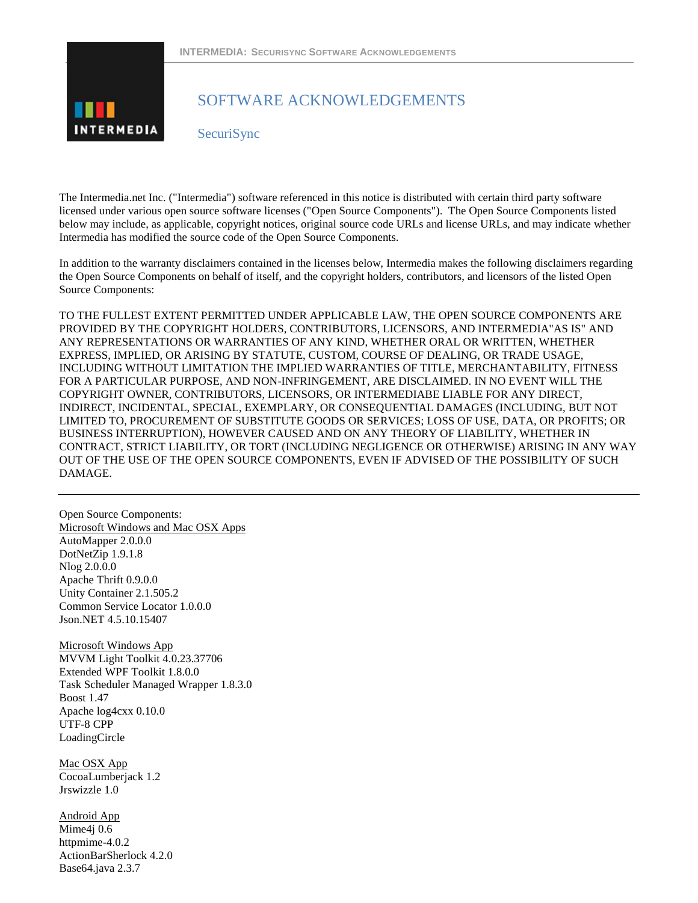# SOFTWARE ACKNOWLEDGEMENTS

## SecuriSync

The Intermedia.net Inc. ("Intermedia") software referenced in this notice is distributed with certain third party software licensed under various open source software licenses ("Open Source Components"). The Open Source Components listed below may include, as applicable, copyright notices, original source code URLs and license URLs, and may indicate whether Intermedia has modified the source code of the Open Source Components.

In addition to the warranty disclaimers contained in the licenses below, Intermedia makes the following disclaimers regarding the Open Source Components on behalf of itself, and the copyright holders, contributors, and licensors of the listed Open Source Components:

TO THE FULLEST EXTENT PERMITTED UNDER APPLICABLE LAW, THE OPEN SOURCE COMPONENTS ARE PROVIDED BY THE COPYRIGHT HOLDERS, CONTRIBUTORS, LICENSORS, AND INTERMEDIA"AS IS" AND ANY REPRESENTATIONS OR WARRANTIES OF ANY KIND, WHETHER ORAL OR WRITTEN, WHETHER EXPRESS, IMPLIED, OR ARISING BY STATUTE, CUSTOM, COURSE OF DEALING, OR TRADE USAGE, INCLUDING WITHOUT LIMITATION THE IMPLIED WARRANTIES OF TITLE, MERCHANTABILITY, FITNESS FOR A PARTICULAR PURPOSE, AND NON-INFRINGEMENT, ARE DISCLAIMED. IN NO EVENT WILL THE COPYRIGHT OWNER, CONTRIBUTORS, LICENSORS, OR INTERMEDIABE LIABLE FOR ANY DIRECT, INDIRECT, INCIDENTAL, SPECIAL, EXEMPLARY, OR CONSEQUENTIAL DAMAGES (INCLUDING, BUT NOT LIMITED TO, PROCUREMENT OF SUBSTITUTE GOODS OR SERVICES; LOSS OF USE, DATA, OR PROFITS; OR BUSINESS INTERRUPTION), HOWEVER CAUSED AND ON ANY THEORY OF LIABILITY, WHETHER IN CONTRACT, STRICT LIABILITY, OR TORT (INCLUDING NEGLIGENCE OR OTHERWISE) ARISING IN ANY WAY OUT OF THE USE OF THE OPEN SOURCE COMPONENTS, EVEN IF ADVISED OF THE POSSIBILITY OF SUCH DAMAGE.

---

Open Source Components:

Microsoft Windows and Mac OSX Apps

AutoMapper 2.0.0.0
DotNetZip 1.9.1.8
Nlog 2.0.0.0
Apache Thrift 0.9.0.0
Unity Container 2.1.505.2
Common Service Locator 1.0.0.0
Json.NET 4.5.10.15407

Microsoft Windows App

MVVM Light Toolkit 4.0.23.37706
Extended WPF Toolkit 1.8.0.0
Task Scheduler Managed Wrapper 1.8.3.0
Boost 1.47
Apache log4cxx 0.10.0
UTF-8 CPP
LoadingCircle

Mac OSX App

CocoaLumberjack 1.2
Jrswizzle 1.0

Android App

Mime4j 0.6
httpmime-4.0.2
ActionBarSherlock 4.2.0
Base64.java 2.3.7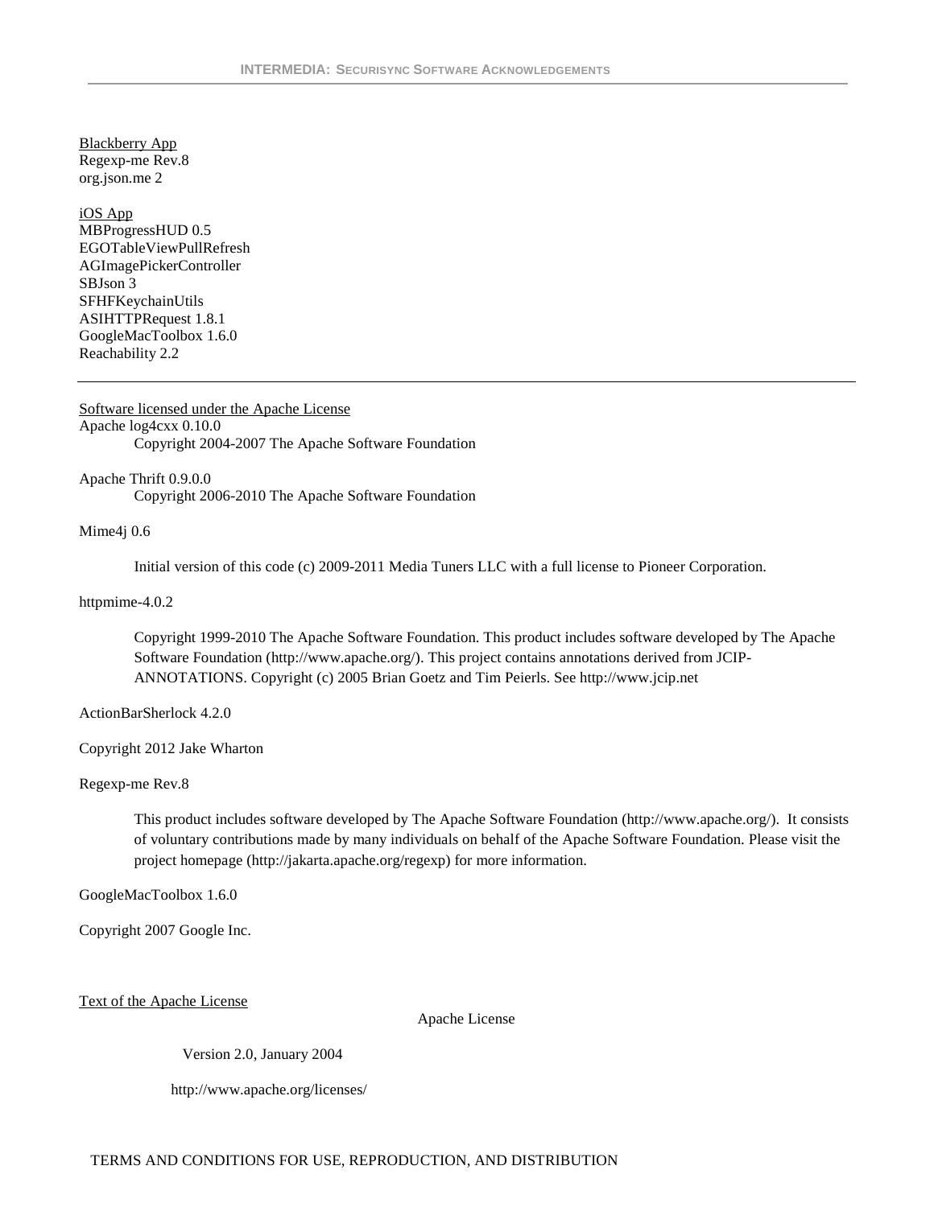Blackberry App
Regexp-me Rev.8
org.json.me 2

iOS App
MBProgressHUD 0.5
EGOTableViewPullRefresh
AGImagePickerController
SBJson 3
SFHFKeychainUtils
ASIHTTPRequest 1.8.1
GoogleMacToolbox 1.6.0
Reachability 2.2

---

Software licensed under the Apache License

Apache log4cxx 0.10.0
    Copyright 2004-2007 The Apache Software Foundation

Apache Thrift 0.9.0.0
    Copyright 2006-2010 The Apache Software Foundation

Mime4j 0.6

    Initial version of this code (c) 2009-2011 Media Tuners LLC with a full license to Pioneer Corporation.

httpmime-4.0.2

    Copyright 1999-2010 The Apache Software Foundation. This product includes software developed by The Apache Software Foundation (http://www.apache.org/). This project contains annotations derived from JCIP-ANNOTATIONS. Copyright (c) 2005 Brian Goetz and Tim Peierls. See http://www.jcip.net

ActionBarSherlock 4.2.0

Copyright 2012 Jake Wharton

Regexp-me Rev.8

    This product includes software developed by The Apache Software Foundation (http://www.apache.org/). It consists of voluntary contributions made by many individuals on behalf of the Apache Software Foundation. Please visit the project homepage (http://jakarta.apache.org/regexp) for more information.

GoogleMacToolbox 1.6.0

Copyright 2007 Google Inc.

Text of the Apache License

Apache License

Version 2.0, January 2004

http://www.apache.org/licenses/

TERMS AND CONDITIONS FOR USE, REPRODUCTION, AND DISTRIBUTION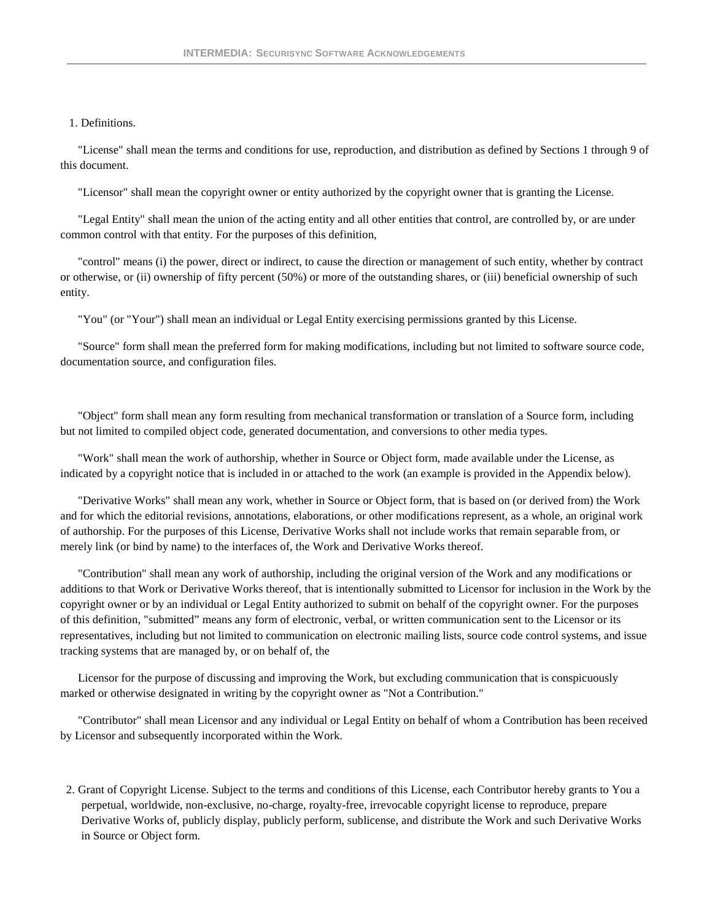1. Definitions.

"License" shall mean the terms and conditions for use, reproduction, and distribution as defined by Sections 1 through 9 of this document.

"Licensor" shall mean the copyright owner or entity authorized by the copyright owner that is granting the License.

"Legal Entity" shall mean the union of the acting entity and all other entities that control, are controlled by, or are under common control with that entity. For the purposes of this definition,

"control" means (i) the power, direct or indirect, to cause the direction or management of such entity, whether by contract or otherwise, or (ii) ownership of fifty percent (50%) or more of the outstanding shares, or (iii) beneficial ownership of such entity.

"You" (or "Your") shall mean an individual or Legal Entity exercising permissions granted by this License.

"Source" form shall mean the preferred form for making modifications, including but not limited to software source code, documentation source, and configuration files.

"Object" form shall mean any form resulting from mechanical transformation or translation of a Source form, including but not limited to compiled object code, generated documentation, and conversions to other media types.

"Work" shall mean the work of authorship, whether in Source or Object form, made available under the License, as indicated by a copyright notice that is included in or attached to the work (an example is provided in the Appendix below).

"Derivative Works" shall mean any work, whether in Source or Object form, that is based on (or derived from) the Work and for which the editorial revisions, annotations, elaborations, or other modifications represent, as a whole, an original work of authorship. For the purposes of this License, Derivative Works shall not include works that remain separable from, or merely link (or bind by name) to the interfaces of, the Work and Derivative Works thereof.

"Contribution" shall mean any work of authorship, including the original version of the Work and any modifications or additions to that Work or Derivative Works thereof, that is intentionally submitted to Licensor for inclusion in the Work by the copyright owner or by an individual or Legal Entity authorized to submit on behalf of the copyright owner. For the purposes of this definition, "submitted" means any form of electronic, verbal, or written communication sent to the Licensor or its representatives, including but not limited to communication on electronic mailing lists, source code control systems, and issue tracking systems that are managed by, or on behalf of, the

Licensor for the purpose of discussing and improving the Work, but excluding communication that is conspicuously marked or otherwise designated in writing by the copyright owner as "Not a Contribution."

"Contributor" shall mean Licensor and any individual or Legal Entity on behalf of whom a Contribution has been received by Licensor and subsequently incorporated within the Work.

2. Grant of Copyright License. Subject to the terms and conditions of this License, each Contributor hereby grants to You a perpetual, worldwide, non-exclusive, no-charge, royalty-free, irrevocable copyright license to reproduce, prepare Derivative Works of, publicly display, publicly perform, sublicense, and distribute the Work and such Derivative Works in Source or Object form.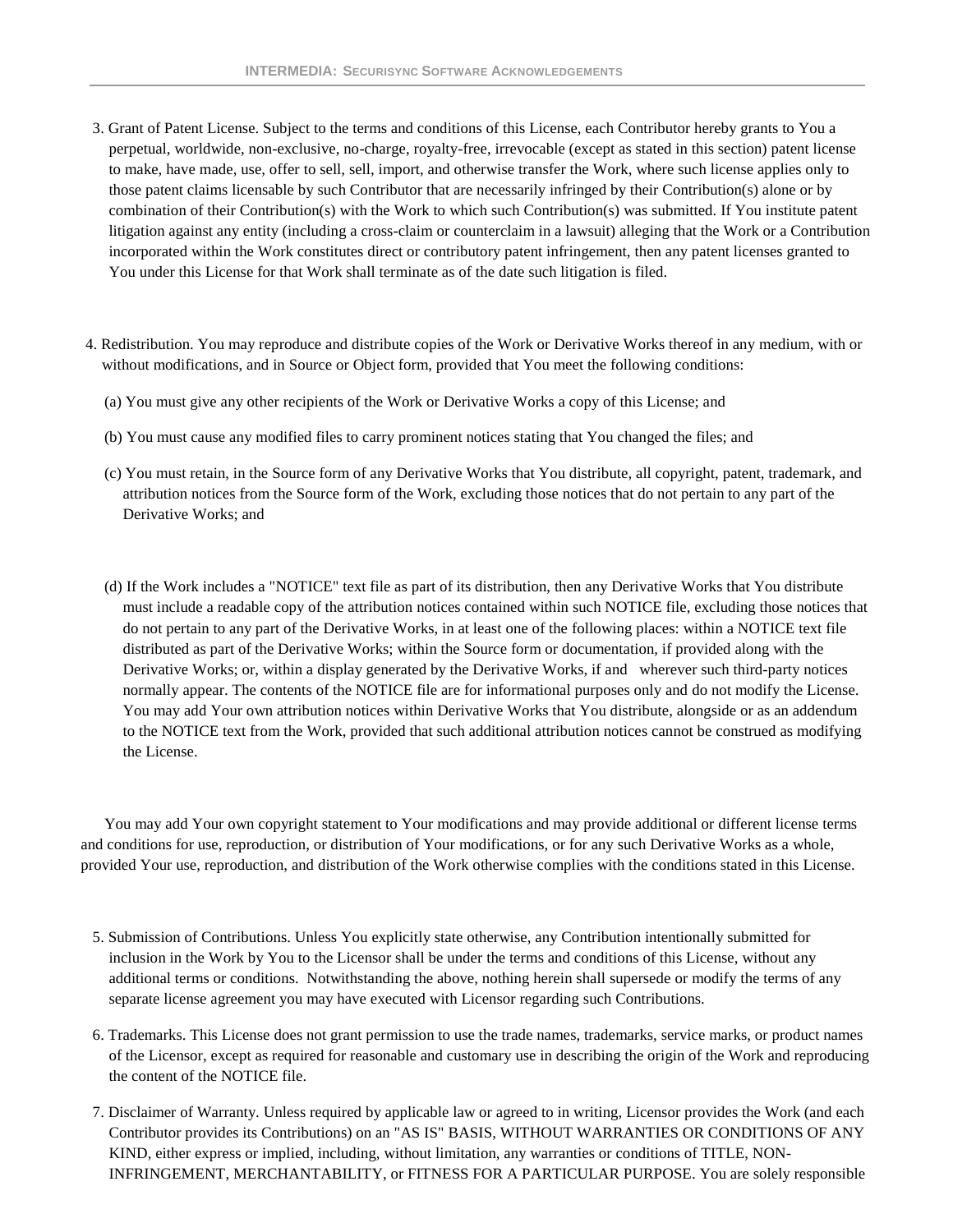3. Grant of Patent License. Subject to the terms and conditions of this License, each Contributor hereby grants to You a perpetual, worldwide, non-exclusive, no-charge, royalty-free, irrevocable (except as stated in this section) patent license to make, have made, use, offer to sell, sell, import, and otherwise transfer the Work, where such license applies only to those patent claims licensable by such Contributor that are necessarily infringed by their Contribution(s) alone or by combination of their Contribution(s) with the Work to which such Contribution(s) was submitted. If You institute patent litigation against any entity (including a cross-claim or counterclaim in a lawsuit) alleging that the Work or a Contribution incorporated within the Work constitutes direct or contributory patent infringement, then any patent licenses granted to You under this License for that Work shall terminate as of the date such litigation is filed.

4. Redistribution. You may reproduce and distribute copies of the Work or Derivative Works thereof in any medium, with or without modifications, and in Source or Object form, provided that You meet the following conditions:

   (a) You must give any other recipients of the Work or Derivative Works a copy of this License; and

   (b) You must cause any modified files to carry prominent notices stating that You changed the files; and

   (c) You must retain, in the Source form of any Derivative Works that You distribute, all copyright, patent, trademark, and attribution notices from the Source form of the Work, excluding those notices that do not pertain to any part of the Derivative Works; and

   (d) If the Work includes a "NOTICE" text file as part of its distribution, then any Derivative Works that You distribute must include a readable copy of the attribution notices contained within such NOTICE file, excluding those notices that do not pertain to any part of the Derivative Works, in at least one of the following places: within a NOTICE text file distributed as part of the Derivative Works; within the Source form or documentation, if provided along with the Derivative Works; or, within a display generated by the Derivative Works, if and wherever such third-party notices normally appear. The contents of the NOTICE file are for informational purposes only and do not modify the License. You may add Your own attribution notices within Derivative Works that You distribute, alongside or as an addendum to the NOTICE text from the Work, provided that such additional attribution notices cannot be construed as modifying the License.

You may add Your own copyright statement to Your modifications and may provide additional or different license terms and conditions for use, reproduction, or distribution of Your modifications, or for any such Derivative Works as a whole, provided Your use, reproduction, and distribution of the Work otherwise complies with the conditions stated in this License.

5. Submission of Contributions. Unless You explicitly state otherwise, any Contribution intentionally submitted for inclusion in the Work by You to the Licensor shall be under the terms and conditions of this License, without any additional terms or conditions. Notwithstanding the above, nothing herein shall supersede or modify the terms of any separate license agreement you may have executed with Licensor regarding such Contributions.

6. Trademarks. This License does not grant permission to use the trade names, trademarks, service marks, or product names of the Licensor, except as required for reasonable and customary use in describing the origin of the Work and reproducing the content of the NOTICE file.

7. Disclaimer of Warranty. Unless required by applicable law or agreed to in writing, Licensor provides the Work (and each Contributor provides its Contributions) on an "AS IS" BASIS, WITHOUT WARRANTIES OR CONDITIONS OF ANY KIND, either express or implied, including, without limitation, any warranties or conditions of TITLE, NON-INFRINGEMENT, MERCHANTABILITY, or FITNESS FOR A PARTICULAR PURPOSE. You are solely responsible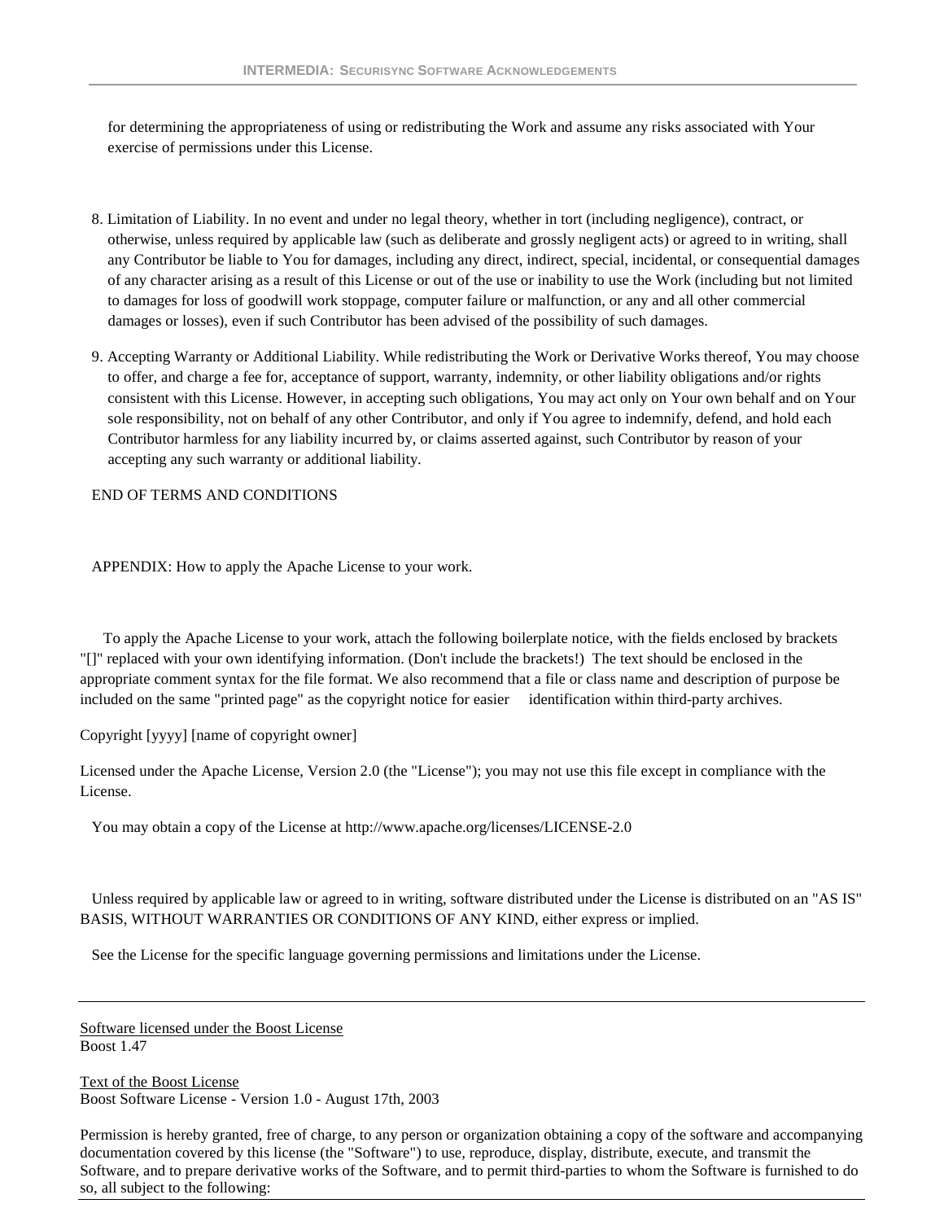for determining the appropriateness of using or redistributing the Work and assume any risks associated with Your exercise of permissions under this License.

8. Limitation of Liability. In no event and under no legal theory, whether in tort (including negligence), contract, or otherwise, unless required by applicable law (such as deliberate and grossly negligent acts) or agreed to in writing, shall any Contributor be liable to You for damages, including any direct, indirect, special, incidental, or consequential damages of any character arising as a result of this License or out of the use or inability to use the Work (including but not limited to damages for loss of goodwill work stoppage, computer failure or malfunction, or any and all other commercial damages or losses), even if such Contributor has been advised of the possibility of such damages.

9. Accepting Warranty or Additional Liability. While redistributing the Work or Derivative Works thereof, You may choose to offer, and charge a fee for, acceptance of support, warranty, indemnity, or other liability obligations and/or rights consistent with this License. However, in accepting such obligations, You may act only on Your own behalf and on Your sole responsibility, not on behalf of any other Contributor, and only if You agree to indemnify, defend, and hold each Contributor harmless for any liability incurred by, or claims asserted against, such Contributor by reason of your accepting any such warranty or additional liability.

END OF TERMS AND CONDITIONS

APPENDIX: How to apply the Apache License to your work.

To apply the Apache License to your work, attach the following boilerplate notice, with the fields enclosed by brackets "[]" replaced with your own identifying information. (Don't include the brackets!) The text should be enclosed in the appropriate comment syntax for the file format. We also recommend that a file or class name and description of purpose be included on the same "printed page" as the copyright notice for easier identification within third-party archives.

Copyright [yyyy] [name of copyright owner]

Licensed under the Apache License, Version 2.0 (the "License"); you may not use this file except in compliance with the License.

You may obtain a copy of the License at http://www.apache.org/licenses/LICENSE-2.0

Unless required by applicable law or agreed to in writing, software distributed under the License is distributed on an "AS IS" BASIS, WITHOUT WARRANTIES OR CONDITIONS OF ANY KIND, either express or implied.

See the License for the specific language governing permissions and limitations under the License.

---

Software licensed under the Boost License
Boost 1.47

Text of the Boost License
Boost Software License - Version 1.0 - August 17th, 2003

Permission is hereby granted, free of charge, to any person or organization obtaining a copy of the software and accompanying documentation covered by this license (the "Software") to use, reproduce, display, distribute, execute, and transmit the Software, and to prepare derivative works of the Software, and to permit third-parties to whom the Software is furnished to do so, all subject to the following: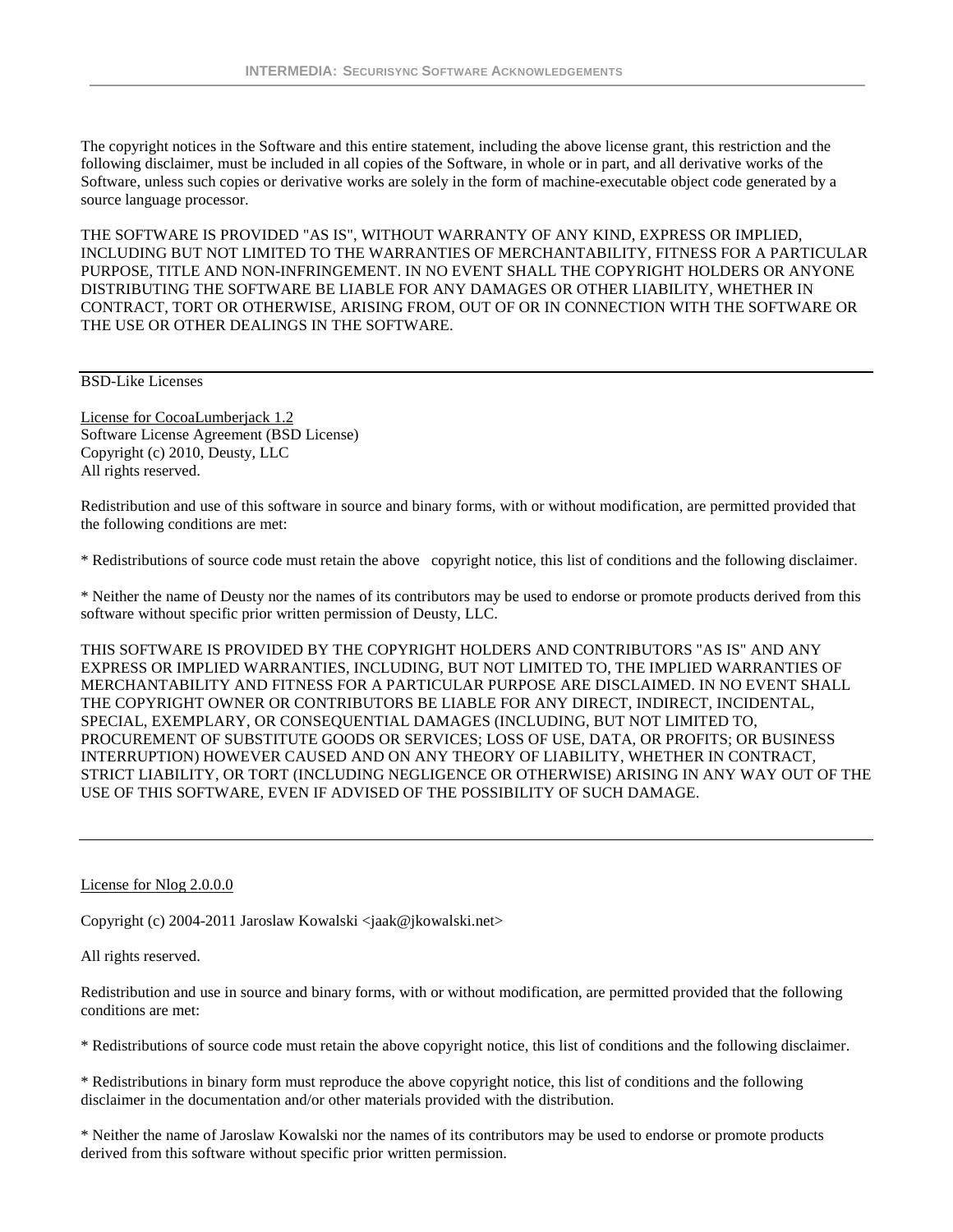The copyright notices in the Software and this entire statement, including the above license grant, this restriction and the following disclaimer, must be included in all copies of the Software, in whole or in part, and all derivative works of the Software, unless such copies or derivative works are solely in the form of machine-executable object code generated by a source language processor.

THE SOFTWARE IS PROVIDED "AS IS", WITHOUT WARRANTY OF ANY KIND, EXPRESS OR IMPLIED, INCLUDING BUT NOT LIMITED TO THE WARRANTIES OF MERCHANTABILITY, FITNESS FOR A PARTICULAR PURPOSE, TITLE AND NON-INFRINGEMENT. IN NO EVENT SHALL THE COPYRIGHT HOLDERS OR ANYONE DISTRIBUTING THE SOFTWARE BE LIABLE FOR ANY DAMAGES OR OTHER LIABILITY, WHETHER IN CONTRACT, TORT OR OTHERWISE, ARISING FROM, OUT OF OR IN CONNECTION WITH THE SOFTWARE OR THE USE OR OTHER DEALINGS IN THE SOFTWARE.

---

BSD-Like Licenses

License for CocoaLumberjack 1.2
Software License Agreement (BSD License)
Copyright (c) 2010, Deusty, LLC
All rights reserved.

Redistribution and use of this software in source and binary forms, with or without modification, are permitted provided that the following conditions are met:

* Redistributions of source code must retain the above copyright notice, this list of conditions and the following disclaimer.

* Neither the name of Deusty nor the names of its contributors may be used to endorse or promote products derived from this software without specific prior written permission of Deusty, LLC.

THIS SOFTWARE IS PROVIDED BY THE COPYRIGHT HOLDERS AND CONTRIBUTORS "AS IS" AND ANY EXPRESS OR IMPLIED WARRANTIES, INCLUDING, BUT NOT LIMITED TO, THE IMPLIED WARRANTIES OF MERCHANTABILITY AND FITNESS FOR A PARTICULAR PURPOSE ARE DISCLAIMED. IN NO EVENT SHALL THE COPYRIGHT OWNER OR CONTRIBUTORS BE LIABLE FOR ANY DIRECT, INDIRECT, INCIDENTAL, SPECIAL, EXEMPLARY, OR CONSEQUENTIAL DAMAGES (INCLUDING, BUT NOT LIMITED TO, PROCUREMENT OF SUBSTITUTE GOODS OR SERVICES; LOSS OF USE, DATA, OR PROFITS; OR BUSINESS INTERRUPTION) HOWEVER CAUSED AND ON ANY THEORY OF LIABILITY, WHETHER IN CONTRACT, STRICT LIABILITY, OR TORT (INCLUDING NEGLIGENCE OR OTHERWISE) ARISING IN ANY WAY OUT OF THE USE OF THIS SOFTWARE, EVEN IF ADVISED OF THE POSSIBILITY OF SUCH DAMAGE.

---

License for Nlog 2.0.0.0

Copyright (c) 2004-2011 Jaroslaw Kowalski <jaak@jkowalski.net>

All rights reserved.

Redistribution and use in source and binary forms, with or without modification, are permitted provided that the following conditions are met:

* Redistributions of source code must retain the above copyright notice, this list of conditions and the following disclaimer.

* Redistributions in binary form must reproduce the above copyright notice, this list of conditions and the following disclaimer in the documentation and/or other materials provided with the distribution.

* Neither the name of Jaroslaw Kowalski nor the names of its contributors may be used to endorse or promote products derived from this software without specific prior written permission.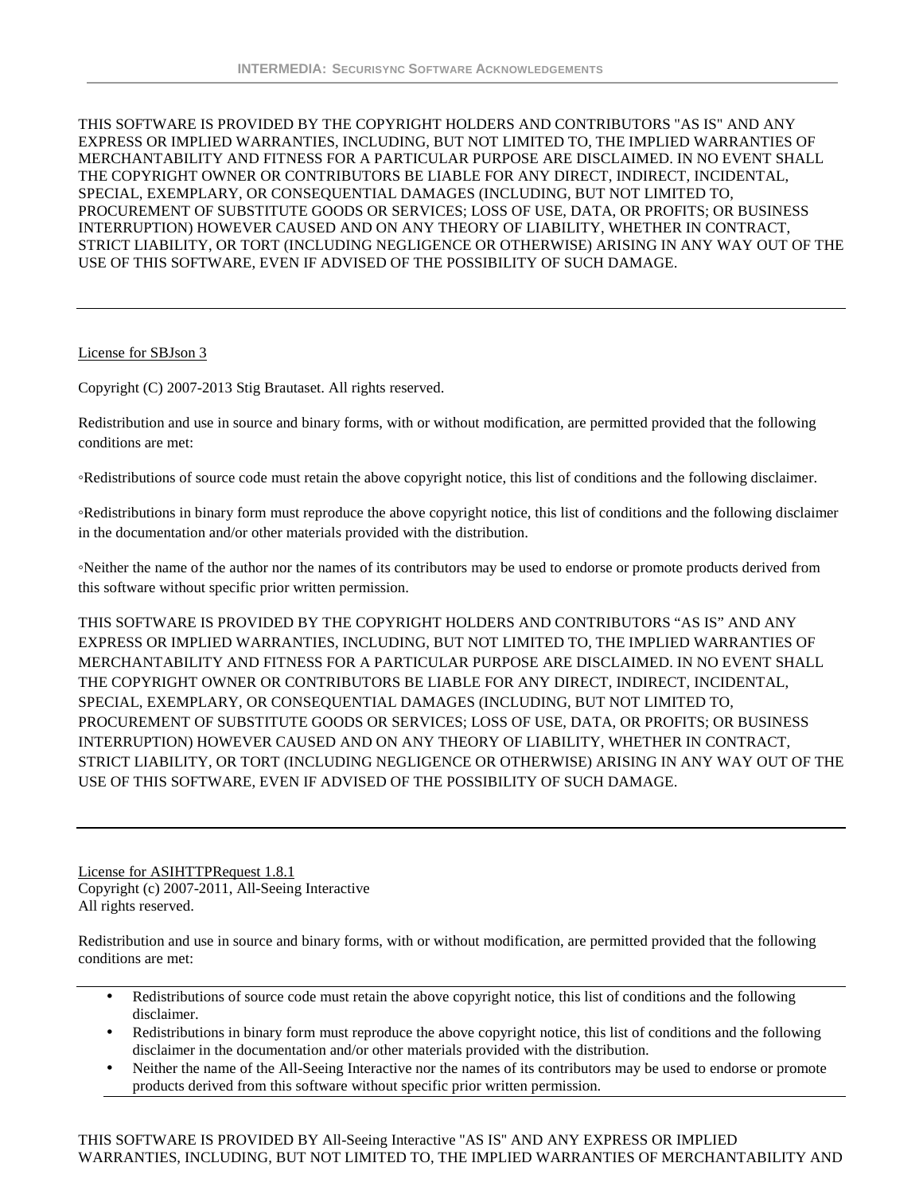THIS SOFTWARE IS PROVIDED BY THE COPYRIGHT HOLDERS AND CONTRIBUTORS "AS IS" AND ANY EXPRESS OR IMPLIED WARRANTIES, INCLUDING, BUT NOT LIMITED TO, THE IMPLIED WARRANTIES OF MERCHANTABILITY AND FITNESS FOR A PARTICULAR PURPOSE ARE DISCLAIMED. IN NO EVENT SHALL THE COPYRIGHT OWNER OR CONTRIBUTORS BE LIABLE FOR ANY DIRECT, INDIRECT, INCIDENTAL, SPECIAL, EXEMPLARY, OR CONSEQUENTIAL DAMAGES (INCLUDING, BUT NOT LIMITED TO, PROCUREMENT OF SUBSTITUTE GOODS OR SERVICES; LOSS OF USE, DATA, OR PROFITS; OR BUSINESS INTERRUPTION) HOWEVER CAUSED AND ON ANY THEORY OF LIABILITY, WHETHER IN CONTRACT, STRICT LIABILITY, OR TORT (INCLUDING NEGLIGENCE OR OTHERWISE) ARISING IN ANY WAY OUT OF THE USE OF THIS SOFTWARE, EVEN IF ADVISED OF THE POSSIBILITY OF SUCH DAMAGE.

---

License for SBJson 3

Copyright (C) 2007-2013 Stig Brautaset. All rights reserved.

Redistribution and use in source and binary forms, with or without modification, are permitted provided that the following conditions are met:

◦Redistributions of source code must retain the above copyright notice, this list of conditions and the following disclaimer.

◦Redistributions in binary form must reproduce the above copyright notice, this list of conditions and the following disclaimer in the documentation and/or other materials provided with the distribution.

◦Neither the name of the author nor the names of its contributors may be used to endorse or promote products derived from this software without specific prior written permission.

THIS SOFTWARE IS PROVIDED BY THE COPYRIGHT HOLDERS AND CONTRIBUTORS “AS IS” AND ANY EXPRESS OR IMPLIED WARRANTIES, INCLUDING, BUT NOT LIMITED TO, THE IMPLIED WARRANTIES OF MERCHANTABILITY AND FITNESS FOR A PARTICULAR PURPOSE ARE DISCLAIMED. IN NO EVENT SHALL THE COPYRIGHT OWNER OR CONTRIBUTORS BE LIABLE FOR ANY DIRECT, INDIRECT, INCIDENTAL, SPECIAL, EXEMPLARY, OR CONSEQUENTIAL DAMAGES (INCLUDING, BUT NOT LIMITED TO, PROCUREMENT OF SUBSTITUTE GOODS OR SERVICES; LOSS OF USE, DATA, OR PROFITS; OR BUSINESS INTERRUPTION) HOWEVER CAUSED AND ON ANY THEORY OF LIABILITY, WHETHER IN CONTRACT, STRICT LIABILITY, OR TORT (INCLUDING NEGLIGENCE OR OTHERWISE) ARISING IN ANY WAY OUT OF THE USE OF THIS SOFTWARE, EVEN IF ADVISED OF THE POSSIBILITY OF SUCH DAMAGE.

---

License for ASIHTTPRequest 1.8.1
Copyright (c) 2007-2011, All-Seeing Interactive
All rights reserved.

Redistribution and use in source and binary forms, with or without modification, are permitted provided that the following conditions are met:

- Redistributions of source code must retain the above copyright notice, this list of conditions and the following disclaimer.
- Redistributions in binary form must reproduce the above copyright notice, this list of conditions and the following disclaimer in the documentation and/or other materials provided with the distribution.
- Neither the name of the All-Seeing Interactive nor the names of its contributors may be used to endorse or promote products derived from this software without specific prior written permission.

THIS SOFTWARE IS PROVIDED BY All-Seeing Interactive "AS IS" AND ANY EXPRESS OR IMPLIED WARRANTIES, INCLUDING, BUT NOT LIMITED TO, THE IMPLIED WARRANTIES OF MERCHANTABILITY AND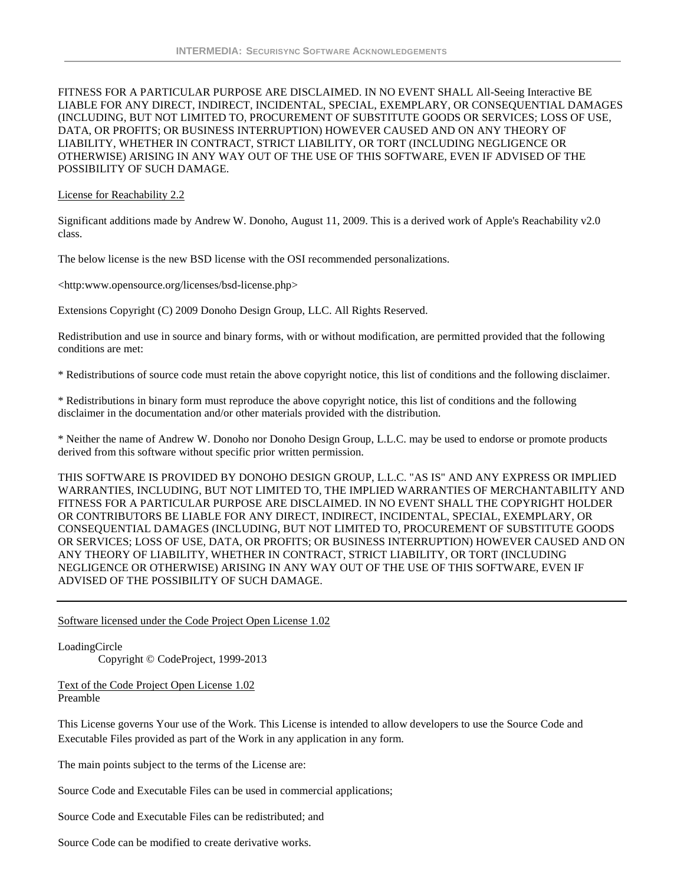FITNESS FOR A PARTICULAR PURPOSE ARE DISCLAIMED. IN NO EVENT SHALL All-Seeing Interactive BE LIABLE FOR ANY DIRECT, INDIRECT, INCIDENTAL, SPECIAL, EXEMPLARY, OR CONSEQUENTIAL DAMAGES (INCLUDING, BUT NOT LIMITED TO, PROCUREMENT OF SUBSTITUTE GOODS OR SERVICES; LOSS OF USE, DATA, OR PROFITS; OR BUSINESS INTERRUPTION) HOWEVER CAUSED AND ON ANY THEORY OF LIABILITY, WHETHER IN CONTRACT, STRICT LIABILITY, OR TORT (INCLUDING NEGLIGENCE OR OTHERWISE) ARISING IN ANY WAY OUT OF THE USE OF THIS SOFTWARE, EVEN IF ADVISED OF THE POSSIBILITY OF SUCH DAMAGE.

License for Reachability 2.2

Significant additions made by Andrew W. Donoho, August 11, 2009. This is a derived work of Apple's Reachability v2.0 class.

The below license is the new BSD license with the OSI recommended personalizations.

<http:www.opensource.org/licenses/bsd-license.php>

Extensions Copyright (C) 2009 Donoho Design Group, LLC. All Rights Reserved.

Redistribution and use in source and binary forms, with or without modification, are permitted provided that the following conditions are met:

* Redistributions of source code must retain the above copyright notice, this list of conditions and the following disclaimer.

* Redistributions in binary form must reproduce the above copyright notice, this list of conditions and the following disclaimer in the documentation and/or other materials provided with the distribution.

* Neither the name of Andrew W. Donoho nor Donoho Design Group, L.L.C. may be used to endorse or promote products derived from this software without specific prior written permission.

THIS SOFTWARE IS PROVIDED BY DONOHO DESIGN GROUP, L.L.C. "AS IS" AND ANY EXPRESS OR IMPLIED WARRANTIES, INCLUDING, BUT NOT LIMITED TO, THE IMPLIED WARRANTIES OF MERCHANTABILITY AND FITNESS FOR A PARTICULAR PURPOSE ARE DISCLAIMED. IN NO EVENT SHALL THE COPYRIGHT HOLDER OR CONTRIBUTORS BE LIABLE FOR ANY DIRECT, INDIRECT, INCIDENTAL, SPECIAL, EXEMPLARY, OR CONSEQUENTIAL DAMAGES (INCLUDING, BUT NOT LIMITED TO, PROCUREMENT OF SUBSTITUTE GOODS OR SERVICES; LOSS OF USE, DATA, OR PROFITS; OR BUSINESS INTERRUPTION) HOWEVER CAUSED AND ON ANY THEORY OF LIABILITY, WHETHER IN CONTRACT, STRICT LIABILITY, OR TORT (INCLUDING NEGLIGENCE OR OTHERWISE) ARISING IN ANY WAY OUT OF THE USE OF THIS SOFTWARE, EVEN IF ADVISED OF THE POSSIBILITY OF SUCH DAMAGE.

---

Software licensed under the Code Project Open License 1.02

LoadingCircle
Copyright © CodeProject, 1999-2013

Text of the Code Project Open License 1.02
Preamble

This License governs Your use of the Work. This License is intended to allow developers to use the Source Code and Executable Files provided as part of the Work in any application in any form.

The main points subject to the terms of the License are:

Source Code and Executable Files can be used in commercial applications;

Source Code and Executable Files can be redistributed; and

Source Code can be modified to create derivative works.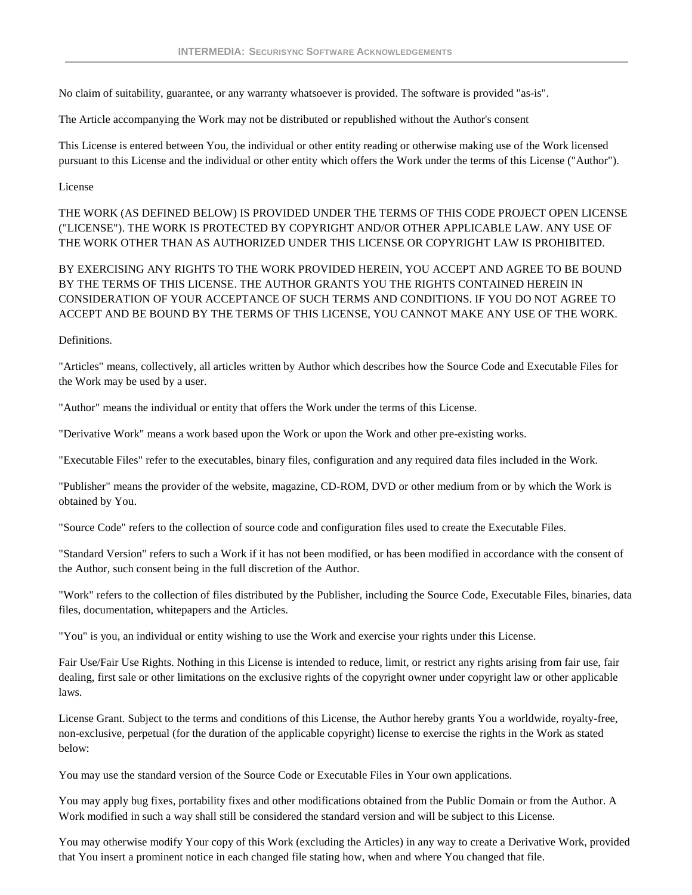No claim of suitability, guarantee, or any warranty whatsoever is provided. The software is provided "as-is".

The Article accompanying the Work may not be distributed or republished without the Author's consent

This License is entered between You, the individual or other entity reading or otherwise making use of the Work licensed pursuant to this License and the individual or other entity which offers the Work under the terms of this License ("Author").

License

THE WORK (AS DEFINED BELOW) IS PROVIDED UNDER THE TERMS OF THIS CODE PROJECT OPEN LICENSE ("LICENSE"). THE WORK IS PROTECTED BY COPYRIGHT AND/OR OTHER APPLICABLE LAW. ANY USE OF THE WORK OTHER THAN AS AUTHORIZED UNDER THIS LICENSE OR COPYRIGHT LAW IS PROHIBITED.

BY EXERCISING ANY RIGHTS TO THE WORK PROVIDED HEREIN, YOU ACCEPT AND AGREE TO BE BOUND BY THE TERMS OF THIS LICENSE. THE AUTHOR GRANTS YOU THE RIGHTS CONTAINED HEREIN IN CONSIDERATION OF YOUR ACCEPTANCE OF SUCH TERMS AND CONDITIONS. IF YOU DO NOT AGREE TO ACCEPT AND BE BOUND BY THE TERMS OF THIS LICENSE, YOU CANNOT MAKE ANY USE OF THE WORK.

Definitions.

"Articles" means, collectively, all articles written by Author which describes how the Source Code and Executable Files for the Work may be used by a user.

"Author" means the individual or entity that offers the Work under the terms of this License.

"Derivative Work" means a work based upon the Work or upon the Work and other pre-existing works.

"Executable Files" refer to the executables, binary files, configuration and any required data files included in the Work.

"Publisher" means the provider of the website, magazine, CD-ROM, DVD or other medium from or by which the Work is obtained by You.

"Source Code" refers to the collection of source code and configuration files used to create the Executable Files.

"Standard Version" refers to such a Work if it has not been modified, or has been modified in accordance with the consent of the Author, such consent being in the full discretion of the Author.

"Work" refers to the collection of files distributed by the Publisher, including the Source Code, Executable Files, binaries, data files, documentation, whitepapers and the Articles.

"You" is you, an individual or entity wishing to use the Work and exercise your rights under this License.

Fair Use/Fair Use Rights. Nothing in this License is intended to reduce, limit, or restrict any rights arising from fair use, fair dealing, first sale or other limitations on the exclusive rights of the copyright owner under copyright law or other applicable laws.

License Grant. Subject to the terms and conditions of this License, the Author hereby grants You a worldwide, royalty-free, non-exclusive, perpetual (for the duration of the applicable copyright) license to exercise the rights in the Work as stated below:

You may use the standard version of the Source Code or Executable Files in Your own applications.

You may apply bug fixes, portability fixes and other modifications obtained from the Public Domain or from the Author. A Work modified in such a way shall still be considered the standard version and will be subject to this License.

You may otherwise modify Your copy of this Work (excluding the Articles) in any way to create a Derivative Work, provided that You insert a prominent notice in each changed file stating how, when and where You changed that file.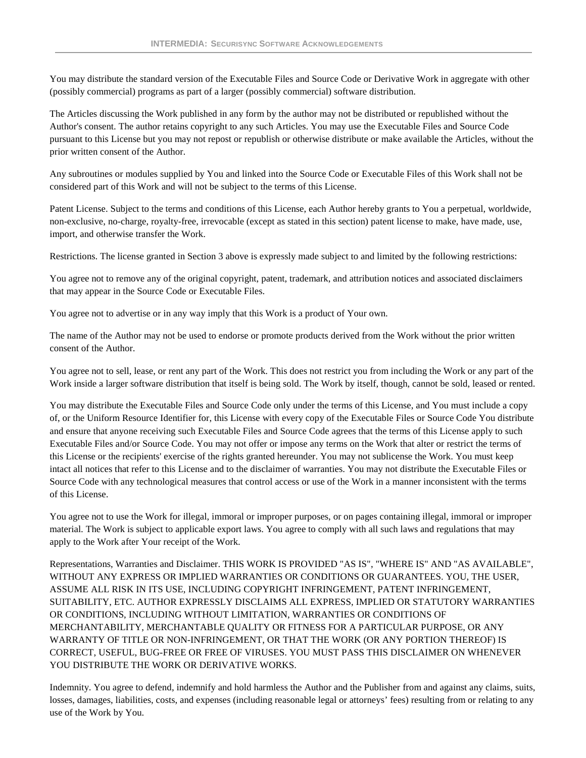You may distribute the standard version of the Executable Files and Source Code or Derivative Work in aggregate with other (possibly commercial) programs as part of a larger (possibly commercial) software distribution.

The Articles discussing the Work published in any form by the author may not be distributed or republished without the Author's consent. The author retains copyright to any such Articles. You may use the Executable Files and Source Code pursuant to this License but you may not repost or republish or otherwise distribute or make available the Articles, without the prior written consent of the Author.

Any subroutines or modules supplied by You and linked into the Source Code or Executable Files of this Work shall not be considered part of this Work and will not be subject to the terms of this License.

Patent License. Subject to the terms and conditions of this License, each Author hereby grants to You a perpetual, worldwide, non-exclusive, no-charge, royalty-free, irrevocable (except as stated in this section) patent license to make, have made, use, import, and otherwise transfer the Work.

Restrictions. The license granted in Section 3 above is expressly made subject to and limited by the following restrictions:

You agree not to remove any of the original copyright, patent, trademark, and attribution notices and associated disclaimers that may appear in the Source Code or Executable Files.

You agree not to advertise or in any way imply that this Work is a product of Your own.

The name of the Author may not be used to endorse or promote products derived from the Work without the prior written consent of the Author.

You agree not to sell, lease, or rent any part of the Work. This does not restrict you from including the Work or any part of the Work inside a larger software distribution that itself is being sold. The Work by itself, though, cannot be sold, leased or rented.

You may distribute the Executable Files and Source Code only under the terms of this License, and You must include a copy of, or the Uniform Resource Identifier for, this License with every copy of the Executable Files or Source Code You distribute and ensure that anyone receiving such Executable Files and Source Code agrees that the terms of this License apply to such Executable Files and/or Source Code. You may not offer or impose any terms on the Work that alter or restrict the terms of this License or the recipients' exercise of the rights granted hereunder. You may not sublicense the Work. You must keep intact all notices that refer to this License and to the disclaimer of warranties. You may not distribute the Executable Files or Source Code with any technological measures that control access or use of the Work in a manner inconsistent with the terms of this License.

You agree not to use the Work for illegal, immoral or improper purposes, or on pages containing illegal, immoral or improper material. The Work is subject to applicable export laws. You agree to comply with all such laws and regulations that may apply to the Work after Your receipt of the Work.

Representations, Warranties and Disclaimer. THIS WORK IS PROVIDED "AS IS", "WHERE IS" AND "AS AVAILABLE", WITHOUT ANY EXPRESS OR IMPLIED WARRANTIES OR CONDITIONS OR GUARANTEES. YOU, THE USER, ASSUME ALL RISK IN ITS USE, INCLUDING COPYRIGHT INFRINGEMENT, PATENT INFRINGEMENT, SUITABILITY, ETC. AUTHOR EXPRESSLY DISCLAIMS ALL EXPRESS, IMPLIED OR STATUTORY WARRANTIES OR CONDITIONS, INCLUDING WITHOUT LIMITATION, WARRANTIES OR CONDITIONS OF MERCHANTABILITY, MERCHANTABLE QUALITY OR FITNESS FOR A PARTICULAR PURPOSE, OR ANY WARRANTY OF TITLE OR NON-INFRINGEMENT, OR THAT THE WORK (OR ANY PORTION THEREOF) IS CORRECT, USEFUL, BUG-FREE OR FREE OF VIRUSES. YOU MUST PASS THIS DISCLAIMER ON WHENEVER YOU DISTRIBUTE THE WORK OR DERIVATIVE WORKS.

Indemnity. You agree to defend, indemnify and hold harmless the Author and the Publisher from and against any claims, suits, losses, damages, liabilities, costs, and expenses (including reasonable legal or attorneys' fees) resulting from or relating to any use of the Work by You.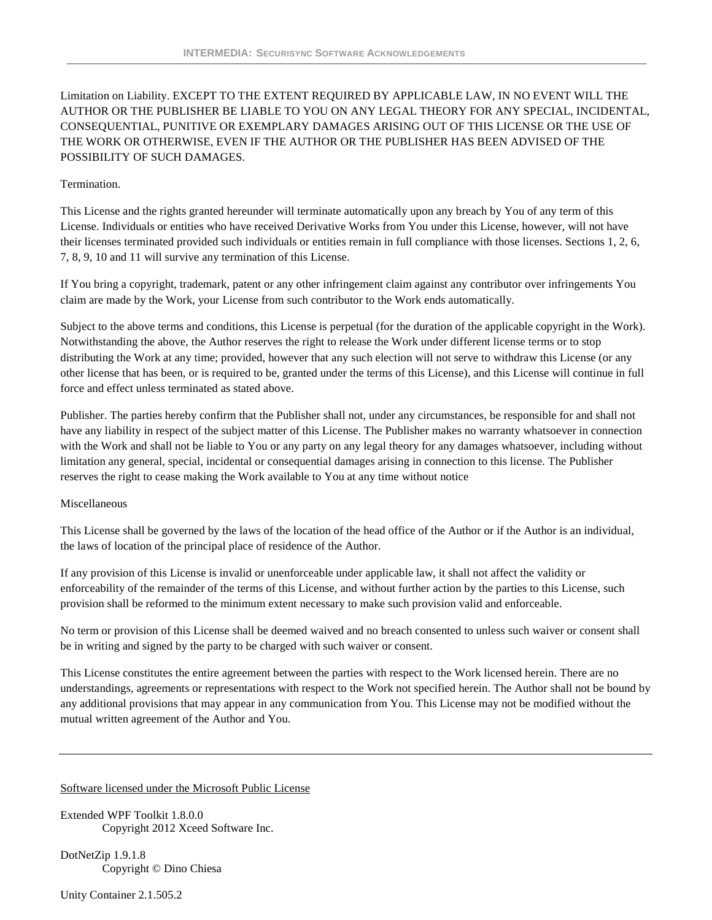Limitation on Liability. EXCEPT TO THE EXTENT REQUIRED BY APPLICABLE LAW, IN NO EVENT WILL THE AUTHOR OR THE PUBLISHER BE LIABLE TO YOU ON ANY LEGAL THEORY FOR ANY SPECIAL, INCIDENTAL, CONSEQUENTIAL, PUNITIVE OR EXEMPLARY DAMAGES ARISING OUT OF THIS LICENSE OR THE USE OF THE WORK OR OTHERWISE, EVEN IF THE AUTHOR OR THE PUBLISHER HAS BEEN ADVISED OF THE POSSIBILITY OF SUCH DAMAGES.

Termination.

This License and the rights granted hereunder will terminate automatically upon any breach by You of any term of this License. Individuals or entities who have received Derivative Works from You under this License, however, will not have their licenses terminated provided such individuals or entities remain in full compliance with those licenses. Sections 1, 2, 6, 7, 8, 9, 10 and 11 will survive any termination of this License.

If You bring a copyright, trademark, patent or any other infringement claim against any contributor over infringements You claim are made by the Work, your License from such contributor to the Work ends automatically.

Subject to the above terms and conditions, this License is perpetual (for the duration of the applicable copyright in the Work). Notwithstanding the above, the Author reserves the right to release the Work under different license terms or to stop distributing the Work at any time; provided, however that any such election will not serve to withdraw this License (or any other license that has been, or is required to be, granted under the terms of this License), and this License will continue in full force and effect unless terminated as stated above.

Publisher. The parties hereby confirm that the Publisher shall not, under any circumstances, be responsible for and shall not have any liability in respect of the subject matter of this License. The Publisher makes no warranty whatsoever in connection with the Work and shall not be liable to You or any party on any legal theory for any damages whatsoever, including without limitation any general, special, incidental or consequential damages arising in connection to this license. The Publisher reserves the right to cease making the Work available to You at any time without notice

Miscellaneous

This License shall be governed by the laws of the location of the head office of the Author or if the Author is an individual, the laws of location of the principal place of residence of the Author.

If any provision of this License is invalid or unenforceable under applicable law, it shall not affect the validity or enforceability of the remainder of the terms of this License, and without further action by the parties to this License, such provision shall be reformed to the minimum extent necessary to make such provision valid and enforceable.

No term or provision of this License shall be deemed waived and no breach consented to unless such waiver or consent shall be in writing and signed by the party to be charged with such waiver or consent.

This License constitutes the entire agreement between the parties with respect to the Work licensed herein. There are no understandings, agreements or representations with respect to the Work not specified herein. The Author shall not be bound by any additional provisions that may appear in any communication from You. This License may not be modified without the mutual written agreement of the Author and You.

---

Software licensed under the Microsoft Public License

Extended WPF Toolkit 1.8.0.0
Copyright 2012 Xceed Software Inc.

DotNetZip 1.9.1.8
Copyright © Dino Chiesa

Unity Container 2.1.505.2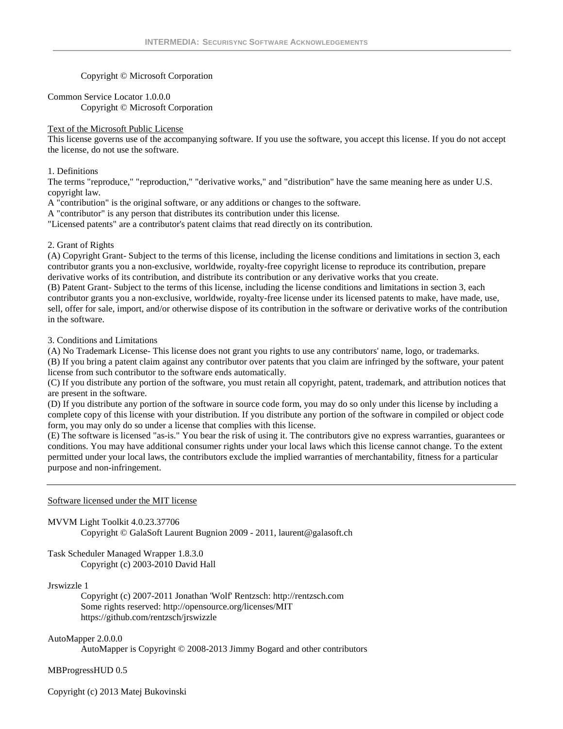Copyright © Microsoft Corporation

Common Service Locator 1.0.0.0
Copyright © Microsoft Corporation

Text of the Microsoft Public License

This license governs use of the accompanying software. If you use the software, you accept this license. If you do not accept the license, do not use the software.

1. Definitions
The terms "reproduce," "reproduction," "derivative works," and "distribution" have the same meaning here as under U.S. copyright law.
A "contribution" is the original software, or any additions or changes to the software.
A "contributor" is any person that distributes its contribution under this license.
"Licensed patents" are a contributor's patent claims that read directly on its contribution.

2. Grant of Rights
(A) Copyright Grant- Subject to the terms of this license, including the license conditions and limitations in section 3, each contributor grants you a non-exclusive, worldwide, royalty-free copyright license to reproduce its contribution, prepare derivative works of its contribution, and distribute its contribution or any derivative works that you create.
(B) Patent Grant- Subject to the terms of this license, including the license conditions and limitations in section 3, each contributor grants you a non-exclusive, worldwide, royalty-free license under its licensed patents to make, have made, use, sell, offer for sale, import, and/or otherwise dispose of its contribution in the software or derivative works of the contribution in the software.

3. Conditions and Limitations
(A) No Trademark License- This license does not grant you rights to use any contributors' name, logo, or trademarks.
(B) If you bring a patent claim against any contributor over patents that you claim are infringed by the software, your patent license from such contributor to the software ends automatically.
(C) If you distribute any portion of the software, you must retain all copyright, patent, trademark, and attribution notices that are present in the software.
(D) If you distribute any portion of the software in source code form, you may do so only under this license by including a complete copy of this license with your distribution. If you distribute any portion of the software in compiled or object code form, you may only do so under a license that complies with this license.
(E) The software is licensed "as-is." You bear the risk of using it. The contributors give no express warranties, guarantees or conditions. You may have additional consumer rights under your local laws which this license cannot change. To the extent permitted under your local laws, the contributors exclude the implied warranties of merchantability, fitness for a particular purpose and non-infringement.

---

Software licensed under the MIT license

MVVM Light Toolkit 4.0.23.37706
Copyright © GalaSoft Laurent Bugnion 2009 - 2011, laurent@galasoft.ch

Task Scheduler Managed Wrapper 1.8.3.0
Copyright (c) 2003-2010 David Hall

Jrswizzle 1
Copyright (c) 2007-2011 Jonathan 'Wolf' Rentzsch: http://rentzsch.com
Some rights reserved: http://opensource.org/licenses/MIT
https://github.com/rentzsch/jrswizzle

AutoMapper 2.0.0.0
AutoMapper is Copyright © 2008-2013 Jimmy Bogard and other contributors

MBProgressHUD 0.5

Copyright (c) 2013 Matej Bukovinski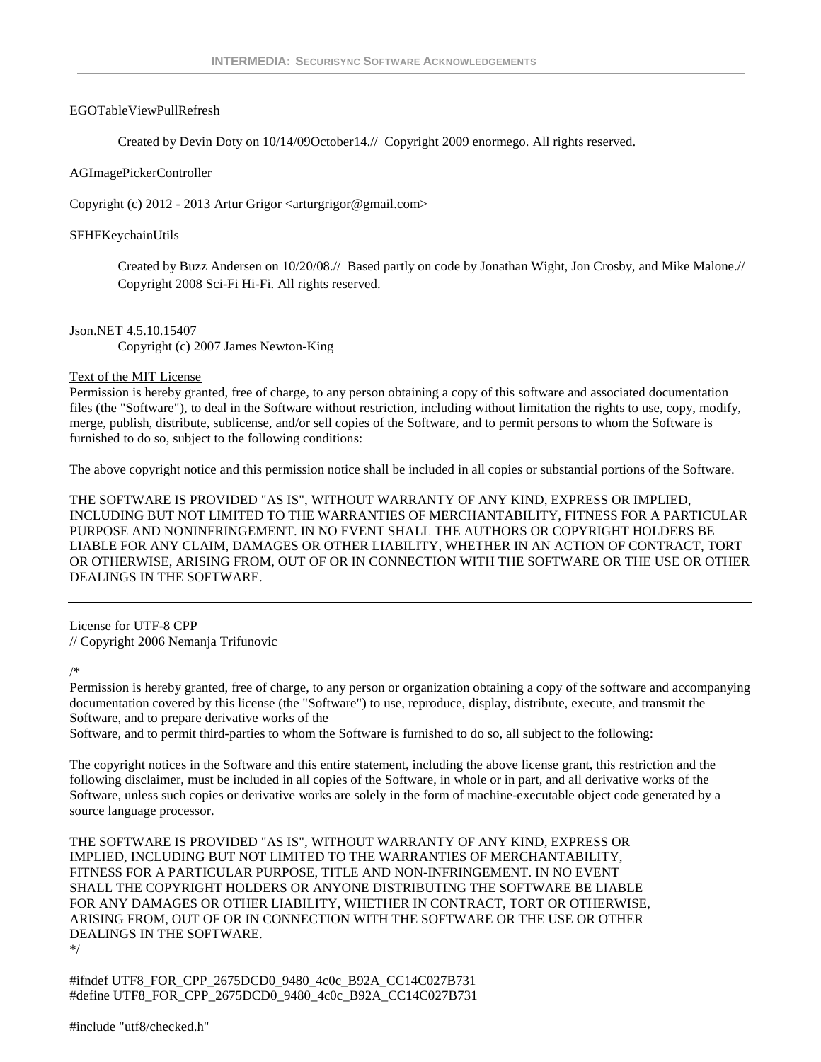EGOTableViewPullRefresh

Created by Devin Doty on 10/14/09October14.// Copyright 2009 enormego. All rights reserved.

AGImagePickerController

Copyright (c) 2012 - 2013 Artur Grigor <arturgrigor@gmail.com>

SFHFKeychainUtils

Created by Buzz Andersen on 10/20/08.// Based partly on code by Jonathan Wight, Jon Crosby, and Mike Malone.// Copyright 2008 Sci-Fi Hi-Fi. All rights reserved.

Json.NET 4.5.10.15407

Copyright (c) 2007 James Newton-King

Text of the MIT License

Permission is hereby granted, free of charge, to any person obtaining a copy of this software and associated documentation files (the "Software"), to deal in the Software without restriction, including without limitation the rights to use, copy, modify, merge, publish, distribute, sublicense, and/or sell copies of the Software, and to permit persons to whom the Software is furnished to do so, subject to the following conditions:

The above copyright notice and this permission notice shall be included in all copies or substantial portions of the Software.

THE SOFTWARE IS PROVIDED "AS IS", WITHOUT WARRANTY OF ANY KIND, EXPRESS OR IMPLIED, INCLUDING BUT NOT LIMITED TO THE WARRANTIES OF MERCHANTABILITY, FITNESS FOR A PARTICULAR PURPOSE AND NONINFRINGEMENT. IN NO EVENT SHALL THE AUTHORS OR COPYRIGHT HOLDERS BE LIABLE FOR ANY CLAIM, DAMAGES OR OTHER LIABILITY, WHETHER IN AN ACTION OF CONTRACT, TORT OR OTHERWISE, ARISING FROM, OUT OF OR IN CONNECTION WITH THE SOFTWARE OR THE USE OR OTHER DEALINGS IN THE SOFTWARE.

---

License for UTF-8 CPP
// Copyright 2006 Nemanja Trifunovic

/*

Permission is hereby granted, free of charge, to any person or organization obtaining a copy of the software and accompanying documentation covered by this license (the "Software") to use, reproduce, display, distribute, execute, and transmit the Software, and to prepare derivative works of the
Software, and to permit third-parties to whom the Software is furnished to do so, all subject to the following:

The copyright notices in the Software and this entire statement, including the above license grant, this restriction and the following disclaimer, must be included in all copies of the Software, in whole or in part, and all derivative works of the Software, unless such copies or derivative works are solely in the form of machine-executable object code generated by a source language processor.

THE SOFTWARE IS PROVIDED "AS IS", WITHOUT WARRANTY OF ANY KIND, EXPRESS OR IMPLIED, INCLUDING BUT NOT LIMITED TO THE WARRANTIES OF MERCHANTABILITY, FITNESS FOR A PARTICULAR PURPOSE, TITLE AND NON-INFRINGEMENT. IN NO EVENT SHALL THE COPYRIGHT HOLDERS OR ANYONE DISTRIBUTING THE SOFTWARE BE LIABLE FOR ANY DAMAGES OR OTHER LIABILITY, WHETHER IN CONTRACT, TORT OR OTHERWISE, ARISING FROM, OUT OF OR IN CONNECTION WITH THE SOFTWARE OR THE USE OR OTHER DEALINGS IN THE SOFTWARE.
*/

```
#ifndef UTF8_FOR_CPP_2675DCD0_9480_4c0c_B92A_CC14C027B731
#define UTF8_FOR_CPP_2675DCD0_9480_4c0c_B92A_CC14C027B731

#include "utf8/checked.h"
```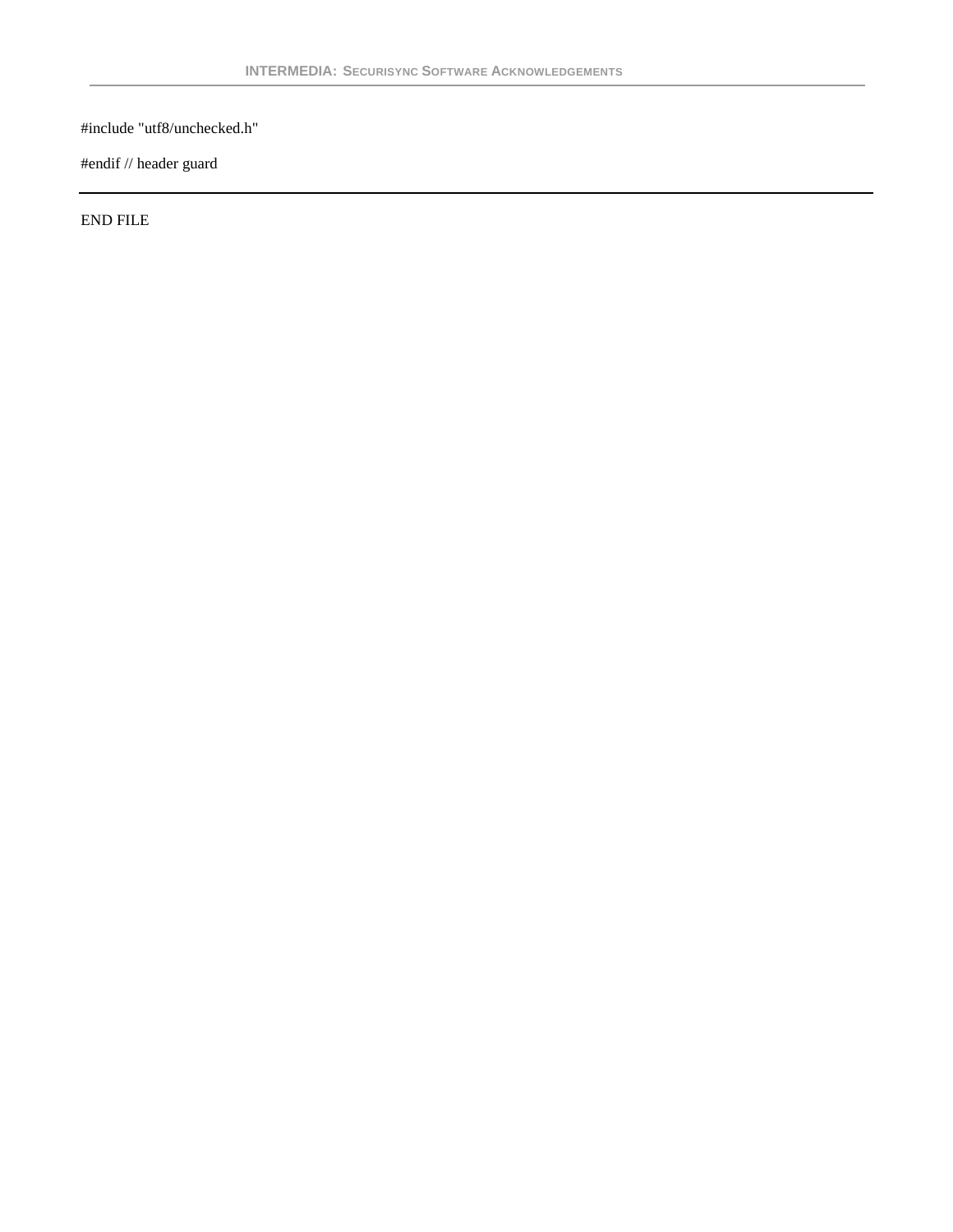#include "utf8/unchecked.h"

#endif // header guard

---

END FILE